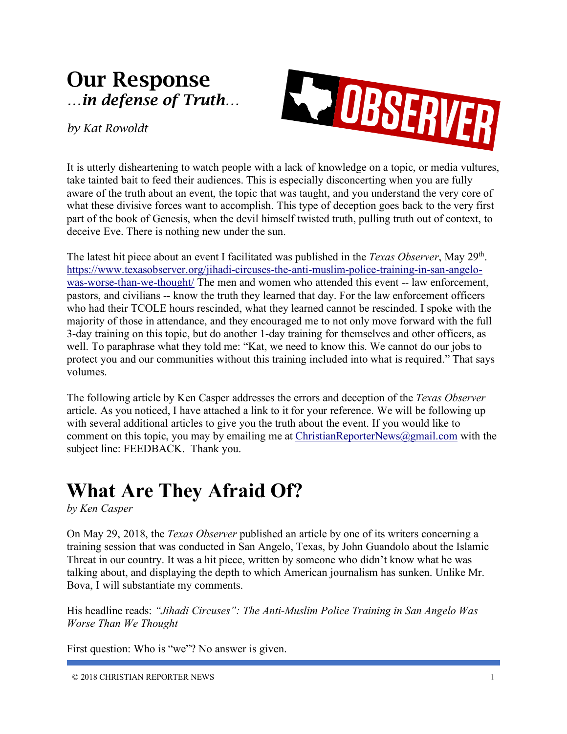# Our Response
## *…in defense of Truth…*

*by Kat Rowoldt*

It is utterly disheartening to watch people with a lack of knowledge on a topic, or media vultures, take tainted bait to feed their audiences. This is especially disconcerting when you are fully aware of the truth about an event, the topic that was taught, and you understand the very core of what these divisive forces want to accomplish. This type of deception goes back to the very first part of the book of Genesis, when the devil himself twisted truth, pulling truth out of context, to deceive Eve. There is nothing new under the sun.

The latest hit piece about an event I facilitated was published in the *Texas Observer*, May 29th. https://www.texasobserver.org/jihadi-circuses-the-anti-muslim-police-training-in-san-angelo-was-worse-than-we-thought/ The men and women who attended this event -- law enforcement, pastors, and civilians -- know the truth they learned that day. For the law enforcement officers who had their TCOLE hours rescinded, what they learned cannot be rescinded. I spoke with the majority of those in attendance, and they encouraged me to not only move forward with the full 3-day training on this topic, but do another 1-day training for themselves and other officers, as well. To paraphrase what they told me: "Kat, we need to know this. We cannot do our jobs to protect you and our communities without this training included into what is required." That says volumes.

The following article by Ken Casper addresses the errors and deception of the *Texas Observer* article. As you noticed, I have attached a link to it for your reference. We will be following up with several additional articles to give you the truth about the event. If you would like to comment on this topic, you may by emailing me at ChristianReporterNews@gmail.com with the subject line: FEEDBACK. Thank you.

# What Are They Afraid Of?

*by Ken Casper*

On May 29, 2018, the *Texas Observer* published an article by one of its writers concerning a training session that was conducted in San Angelo, Texas, by John Guandolo about the Islamic Threat in our country. It was a hit piece, written by someone who didn't know what he was talking about, and displaying the depth to which American journalism has sunken. Unlike Mr. Bova, I will substantiate my comments.

His headline reads: *"Jihadi Circuses": The Anti-Muslim Police Training in San Angelo Was Worse Than We Thought*

First question: Who is "we"? No answer is given.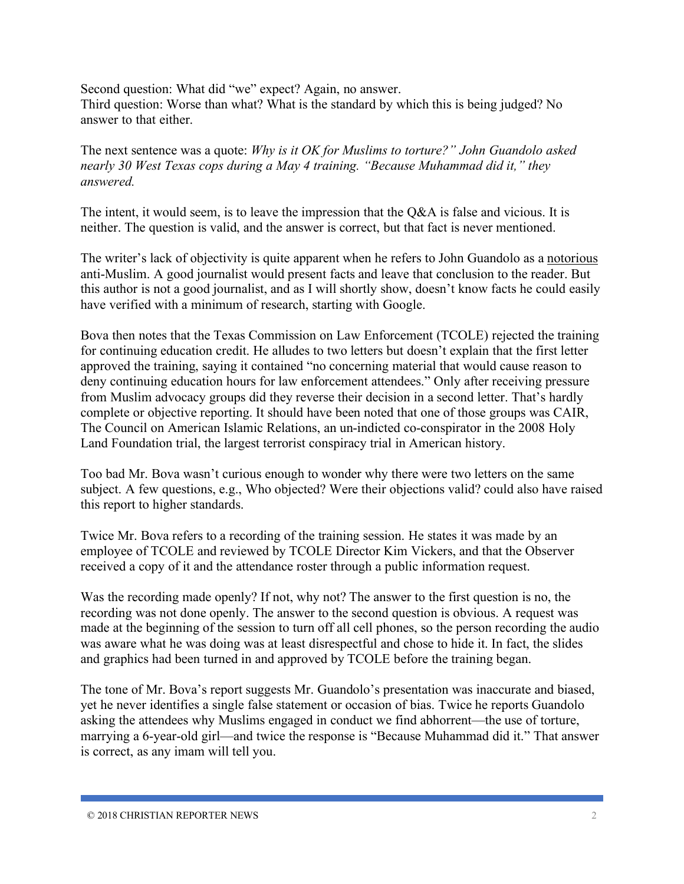Second question: What did "we" expect? Again, no answer.
Third question: Worse than what? What is the standard by which this is being judged? No answer to that either.

The next sentence was a quote: *Why is it OK for Muslims to torture?" John Guandolo asked nearly 30 West Texas cops during a May 4 training. "Because Muhammad did it," they answered.*

The intent, it would seem, is to leave the impression that the Q&A is false and vicious. It is neither. The question is valid, and the answer is correct, but that fact is never mentioned.

The writer's lack of objectivity is quite apparent when he refers to John Guandolo as a <u>notorious</u> anti-Muslim. A good journalist would present facts and leave that conclusion to the reader. But this author is not a good journalist, and as I will shortly show, doesn't know facts he could easily have verified with a minimum of research, starting with Google.

Bova then notes that the Texas Commission on Law Enforcement (TCOLE) rejected the training for continuing education credit. He alludes to two letters but doesn't explain that the first letter approved the training, saying it contained "no concerning material that would cause reason to deny continuing education hours for law enforcement attendees." Only after receiving pressure from Muslim advocacy groups did they reverse their decision in a second letter. That's hardly complete or objective reporting. It should have been noted that one of those groups was CAIR, The Council on American Islamic Relations, an un-indicted co-conspirator in the 2008 Holy Land Foundation trial, the largest terrorist conspiracy trial in American history.

Too bad Mr. Bova wasn't curious enough to wonder why there were two letters on the same subject. A few questions, e.g., Who objected? Were their objections valid? could also have raised this report to higher standards.

Twice Mr. Bova refers to a recording of the training session. He states it was made by an employee of TCOLE and reviewed by TCOLE Director Kim Vickers, and that the Observer received a copy of it and the attendance roster through a public information request.

Was the recording made openly? If not, why not? The answer to the first question is no, the recording was not done openly. The answer to the second question is obvious. A request was made at the beginning of the session to turn off all cell phones, so the person recording the audio was aware what he was doing was at least disrespectful and chose to hide it. In fact, the slides and graphics had been turned in and approved by TCOLE before the training began.

The tone of Mr. Bova's report suggests Mr. Guandolo's presentation was inaccurate and biased, yet he never identifies a single false statement or occasion of bias. Twice he reports Guandolo asking the attendees why Muslims engaged in conduct we find abhorrent—the use of torture, marrying a 6-year-old girl—and twice the response is "Because Muhammad did it." That answer is correct, as any imam will tell you.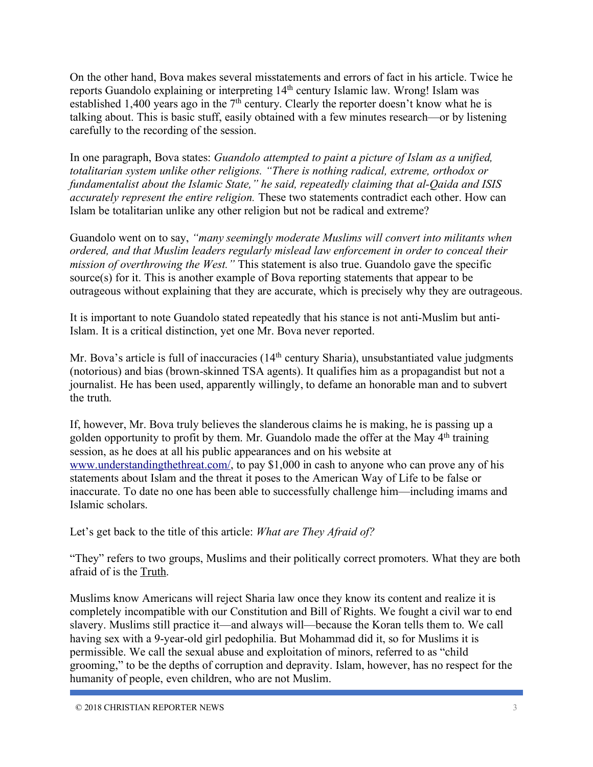On the other hand, Bova makes several misstatements and errors of fact in his article. Twice he reports Guandolo explaining or interpreting 14th century Islamic law. Wrong! Islam was established 1,400 years ago in the 7th century. Clearly the reporter doesn't know what he is talking about. This is basic stuff, easily obtained with a few minutes research—or by listening carefully to the recording of the session.

In one paragraph, Bova states: *Guandolo attempted to paint a picture of Islam as a unified, totalitarian system unlike other religions. "There is nothing radical, extreme, orthodox or fundamentalist about the Islamic State," he said, repeatedly claiming that al-Qaida and ISIS accurately represent the entire religion.* These two statements contradict each other. How can Islam be totalitarian unlike any other religion but not be radical and extreme?

Guandolo went on to say, *"many seemingly moderate Muslims will convert into militants when ordered, and that Muslim leaders regularly mislead law enforcement in order to conceal their mission of overthrowing the West."* This statement is also true. Guandolo gave the specific source(s) for it. This is another example of Bova reporting statements that appear to be outrageous without explaining that they are accurate, which is precisely why they are outrageous.

It is important to note Guandolo stated repeatedly that his stance is not anti-Muslim but anti-Islam. It is a critical distinction, yet one Mr. Bova never reported.

Mr. Bova's article is full of inaccuracies (14th century Sharia), unsubstantiated value judgments (notorious) and bias (brown-skinned TSA agents). It qualifies him as a propagandist but not a journalist. He has been used, apparently willingly, to defame an honorable man and to subvert the truth.

If, however, Mr. Bova truly believes the slanderous claims he is making, he is passing up a golden opportunity to profit by them. Mr. Guandolo made the offer at the May 4th training session, as he does at all his public appearances and on his website at www.understandingthethreat.com/, to pay $1,000 in cash to anyone who can prove any of his statements about Islam and the threat it poses to the American Way of Life to be false or inaccurate. To date no one has been able to successfully challenge him—including imams and Islamic scholars.

Let's get back to the title of this article: *What are They Afraid of?*

"They" refers to two groups, Muslims and their politically correct promoters. What they are both afraid of is the Truth.

Muslims know Americans will reject Sharia law once they know its content and realize it is completely incompatible with our Constitution and Bill of Rights. We fought a civil war to end slavery. Muslims still practice it—and always will—because the Koran tells them to. We call having sex with a 9-year-old girl pedophilia. But Mohammad did it, so for Muslims it is permissible. We call the sexual abuse and exploitation of minors, referred to as "child grooming," to be the depths of corruption and depravity. Islam, however, has no respect for the humanity of people, even children, who are not Muslim.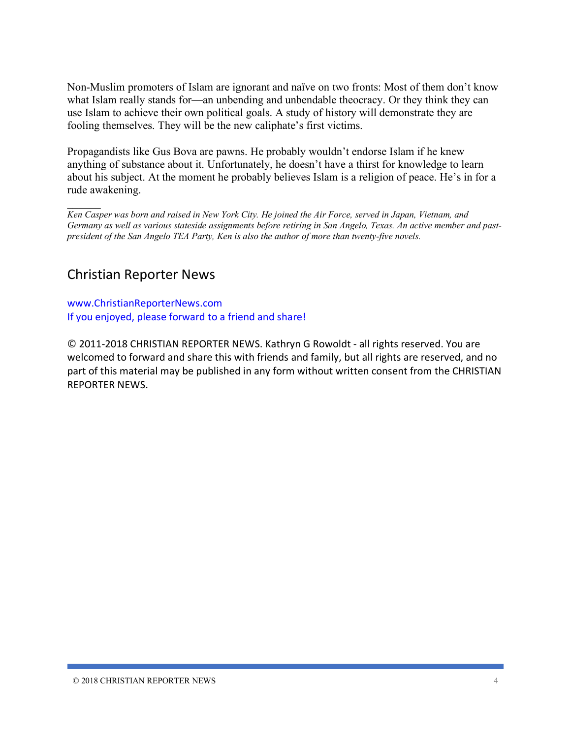Non-Muslim promoters of Islam are ignorant and naïve on two fronts: Most of them don't know what Islam really stands for—an unbending and unbendable theocracy. Or they think they can use Islam to achieve their own political goals. A study of history will demonstrate they are fooling themselves. They will be the new caliphate's first victims.

Propagandists like Gus Bova are pawns. He probably wouldn't endorse Islam if he knew anything of substance about it. Unfortunately, he doesn't have a thirst for knowledge to learn about his subject. At the moment he probably believes Islam is a religion of peace. He's in for a rude awakening.

---

*Ken Casper was born and raised in New York City. He joined the Air Force, served in Japan, Vietnam, and Germany as well as various stateside assignments before retiring in San Angelo, Texas. An active member and past-president of the San Angelo TEA Party, Ken is also the author of more than twenty-five novels.*

## Christian Reporter News

www.ChristianReporterNews.com
If you enjoyed, please forward to a friend and share!

© 2011-2018 CHRISTIAN REPORTER NEWS. Kathryn G Rowoldt - all rights reserved. You are welcomed to forward and share this with friends and family, but all rights are reserved, and no part of this material may be published in any form without written consent from the CHRISTIAN REPORTER NEWS.